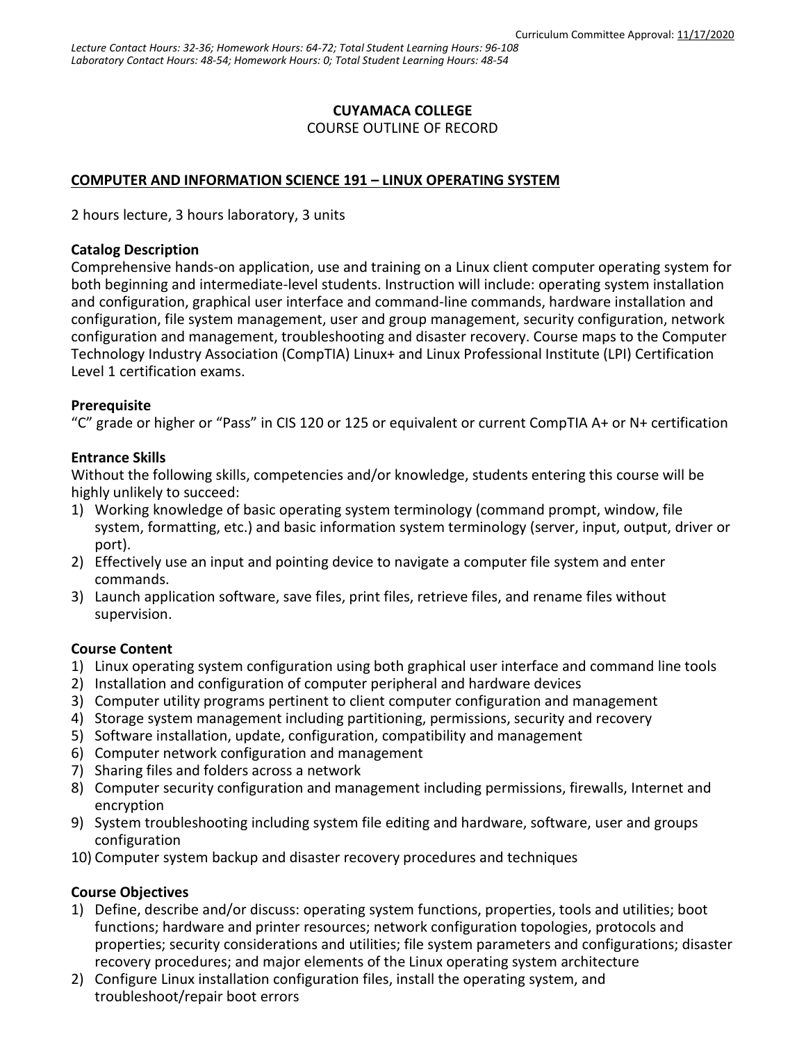Curriculum Committee Approval: 11/17/2020

*Lecture Contact Hours: 32-36; Homework Hours: 64-72; Total Student Learning Hours: 96-108*
*Laboratory Contact Hours: 48-54; Homework Hours: 0; Total Student Learning Hours: 48-54*

**CUYAMACA COLLEGE**
COURSE OUTLINE OF RECORD

# COMPUTER AND INFORMATION SCIENCE 191 – LINUX OPERATING SYSTEM

2 hours lecture, 3 hours laboratory, 3 units

### Catalog Description

Comprehensive hands-on application, use and training on a Linux client computer operating system for both beginning and intermediate-level students. Instruction will include: operating system installation and configuration, graphical user interface and command-line commands, hardware installation and configuration, file system management, user and group management, security configuration, network configuration and management, troubleshooting and disaster recovery. Course maps to the Computer Technology Industry Association (CompTIA) Linux+ and Linux Professional Institute (LPI) Certification Level 1 certification exams.

### Prerequisite

"C" grade or higher or "Pass" in CIS 120 or 125 or equivalent or current CompTIA A+ or N+ certification

### Entrance Skills

Without the following skills, competencies and/or knowledge, students entering this course will be highly unlikely to succeed:

1) Working knowledge of basic operating system terminology (command prompt, window, file system, formatting, etc.) and basic information system terminology (server, input, output, driver or port).
2) Effectively use an input and pointing device to navigate a computer file system and enter commands.
3) Launch application software, save files, print files, retrieve files, and rename files without supervision.

### Course Content

1) Linux operating system configuration using both graphical user interface and command line tools
2) Installation and configuration of computer peripheral and hardware devices
3) Computer utility programs pertinent to client computer configuration and management
4) Storage system management including partitioning, permissions, security and recovery
5) Software installation, update, configuration, compatibility and management
6) Computer network configuration and management
7) Sharing files and folders across a network
8) Computer security configuration and management including permissions, firewalls, Internet and encryption
9) System troubleshooting including system file editing and hardware, software, user and groups configuration
10) Computer system backup and disaster recovery procedures and techniques

### Course Objectives

1) Define, describe and/or discuss: operating system functions, properties, tools and utilities; boot functions; hardware and printer resources; network configuration topologies, protocols and properties; security considerations and utilities; file system parameters and configurations; disaster recovery procedures; and major elements of the Linux operating system architecture
2) Configure Linux installation configuration files, install the operating system, and troubleshoot/repair boot errors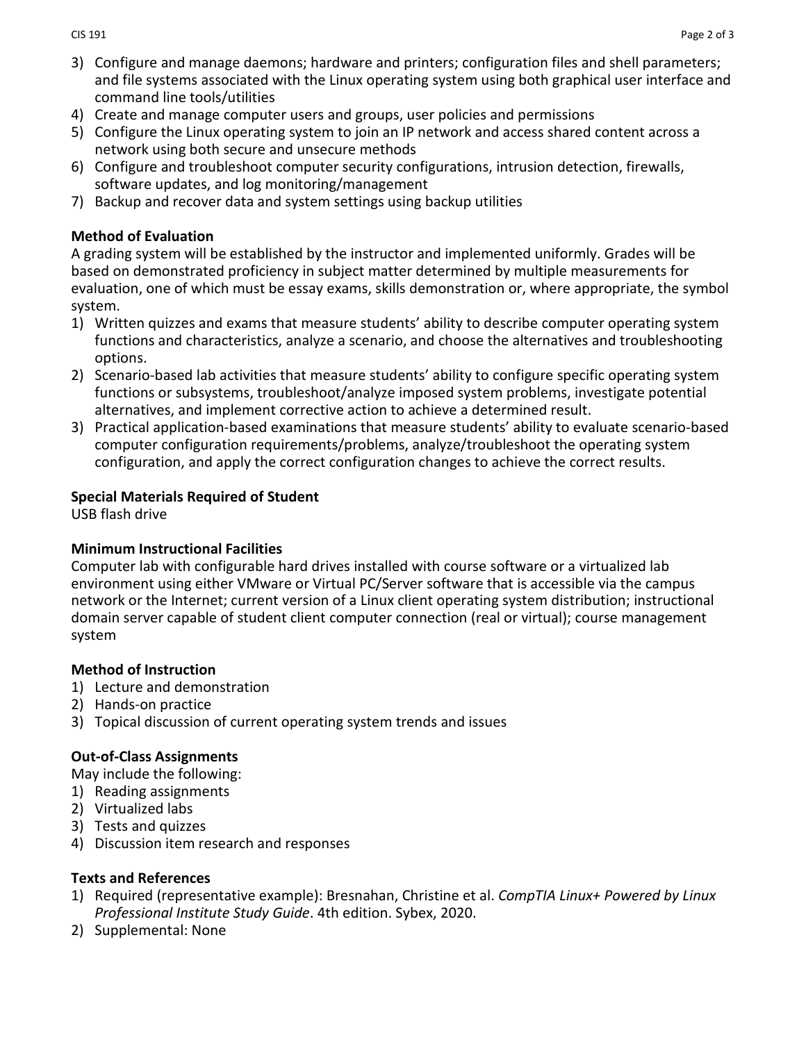3) Configure and manage daemons; hardware and printers; configuration files and shell parameters; and file systems associated with the Linux operating system using both graphical user interface and command line tools/utilities
4) Create and manage computer users and groups, user policies and permissions
5) Configure the Linux operating system to join an IP network and access shared content across a network using both secure and unsecure methods
6) Configure and troubleshoot computer security configurations, intrusion detection, firewalls, software updates, and log monitoring/management
7) Backup and recover data and system settings using backup utilities

**Method of Evaluation**

A grading system will be established by the instructor and implemented uniformly. Grades will be based on demonstrated proficiency in subject matter determined by multiple measurements for evaluation, one of which must be essay exams, skills demonstration or, where appropriate, the symbol system.

1) Written quizzes and exams that measure students' ability to describe computer operating system functions and characteristics, analyze a scenario, and choose the alternatives and troubleshooting options.
2) Scenario-based lab activities that measure students' ability to configure specific operating system functions or subsystems, troubleshoot/analyze imposed system problems, investigate potential alternatives, and implement corrective action to achieve a determined result.
3) Practical application-based examinations that measure students' ability to evaluate scenario-based computer configuration requirements/problems, analyze/troubleshoot the operating system configuration, and apply the correct configuration changes to achieve the correct results.

**Special Materials Required of Student**

USB flash drive

**Minimum Instructional Facilities**

Computer lab with configurable hard drives installed with course software or a virtualized lab environment using either VMware or Virtual PC/Server software that is accessible via the campus network or the Internet; current version of a Linux client operating system distribution; instructional domain server capable of student client computer connection (real or virtual); course management system

**Method of Instruction**

1) Lecture and demonstration
2) Hands-on practice
3) Topical discussion of current operating system trends and issues

**Out-of-Class Assignments**

May include the following:

1) Reading assignments
2) Virtualized labs
3) Tests and quizzes
4) Discussion item research and responses

**Texts and References**

1) Required (representative example): Bresnahan, Christine et al. *CompTIA Linux+ Powered by Linux Professional Institute Study Guide*. 4th edition. Sybex, 2020.
2) Supplemental: None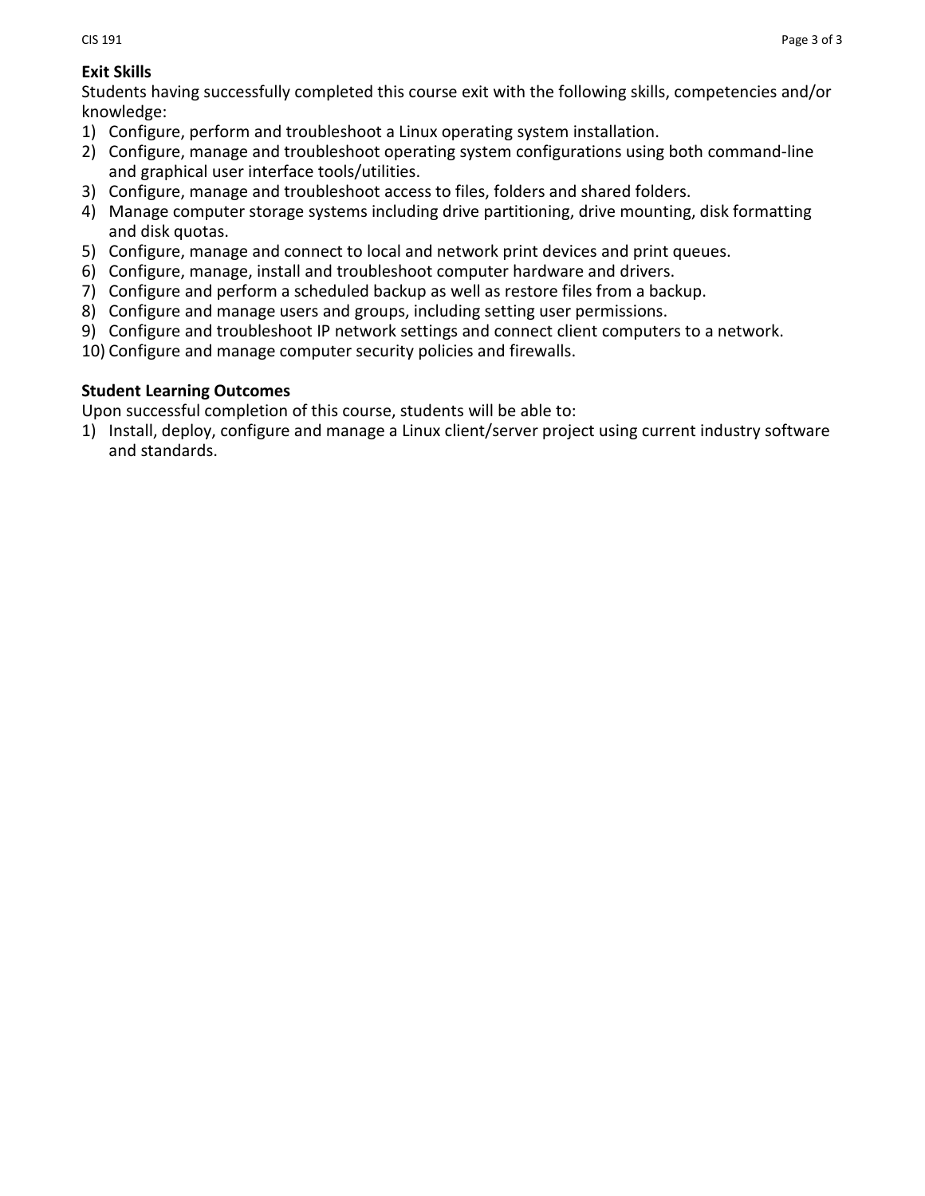**Exit Skills**

Students having successfully completed this course exit with the following skills, competencies and/or knowledge:

1) Configure, perform and troubleshoot a Linux operating system installation.
2) Configure, manage and troubleshoot operating system configurations using both command-line and graphical user interface tools/utilities.
3) Configure, manage and troubleshoot access to files, folders and shared folders.
4) Manage computer storage systems including drive partitioning, drive mounting, disk formatting and disk quotas.
5) Configure, manage and connect to local and network print devices and print queues.
6) Configure, manage, install and troubleshoot computer hardware and drivers.
7) Configure and perform a scheduled backup as well as restore files from a backup.
8) Configure and manage users and groups, including setting user permissions.
9) Configure and troubleshoot IP network settings and connect client computers to a network.
10) Configure and manage computer security policies and firewalls.

**Student Learning Outcomes**

Upon successful completion of this course, students will be able to:

1) Install, deploy, configure and manage a Linux client/server project using current industry software and standards.